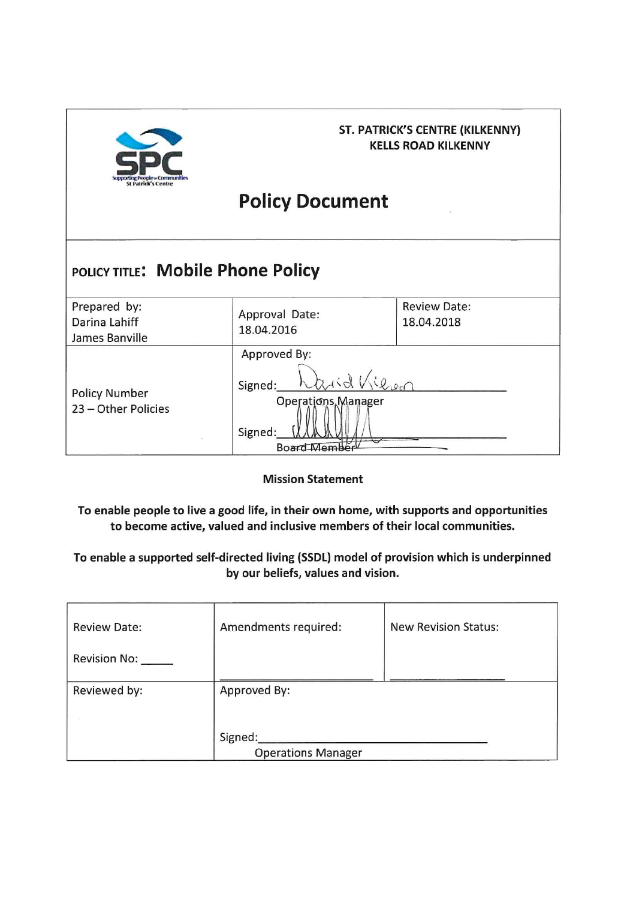ST. PATRICK'S CENTRE (KILKENNY)
KELLS ROAD KILKENNY

# Policy Document

**POLICY TITLE: Mobile Phone Policy**

| Prepared by: Darina Lahiff James Banville | Approval Date: 18.04.2016 | Review Date: 18.04.2018 |
|---|---|---|
| Policy Number 23 – Other Policies | Approved By: Signed: David Kieran Operations Manager Signed: ______ Board Member | |

**Mission Statement**

**To enable people to live a good life, in their own home, with supports and opportunities to become active, valued and inclusive members of their local communities.**

**To enable a supported self-directed living (SSDL) model of provision which is underpinned by our beliefs, values and vision.**

| Review Date: Revision No: _____ | Amendments required: ______ | New Revision Status: ______ |
|---|---|---|
| Reviewed by: | Approved By: Signed:______ Operations Manager | |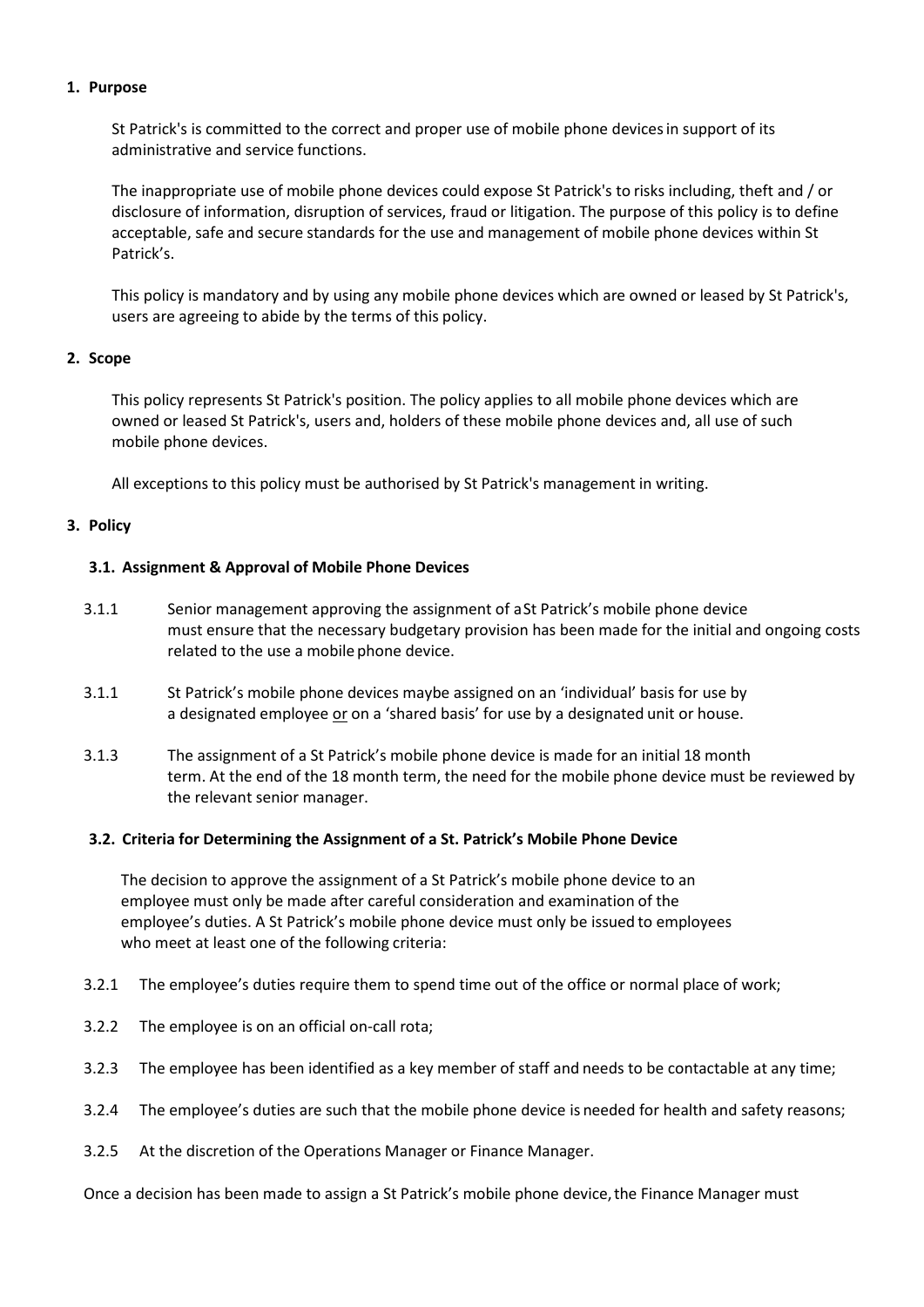## 1. Purpose

St Patrick's is committed to the correct and proper use of mobile phone devices in support of its administrative and service functions.

The inappropriate use of mobile phone devices could expose St Patrick's to risks including, theft and / or disclosure of information, disruption of services, fraud or litigation. The purpose of this policy is to define acceptable, safe and secure standards for the use and management of mobile phone devices within St Patrick's.

This policy is mandatory and by using any mobile phone devices which are owned or leased by St Patrick's, users are agreeing to abide by the terms of this policy.

## 2. Scope

This policy represents St Patrick's position. The policy applies to all mobile phone devices which are owned or leased St Patrick's, users and, holders of these mobile phone devices and, all use of such mobile phone devices.

All exceptions to this policy must be authorised by St Patrick's management in writing.

## 3. Policy

### 3.1. Assignment & Approval of Mobile Phone Devices

3.1.1 Senior management approving the assignment of a St Patrick's mobile phone device must ensure that the necessary budgetary provision has been made for the initial and ongoing costs related to the use a mobile phone device.

3.1.1 St Patrick's mobile phone devices maybe assigned on an 'individual' basis for use by a designated employee <u>or</u> on a 'shared basis' for use by a designated unit or house.

3.1.3 The assignment of a St Patrick's mobile phone device is made for an initial 18 month term. At the end of the 18 month term, the need for the mobile phone device must be reviewed by the relevant senior manager.

### 3.2. Criteria for Determining the Assignment of a St. Patrick's Mobile Phone Device

The decision to approve the assignment of a St Patrick's mobile phone device to an employee must only be made after careful consideration and examination of the employee's duties. A St Patrick's mobile phone device must only be issued to employees who meet at least one of the following criteria:

3.2.1 The employee's duties require them to spend time out of the office or normal place of work;

3.2.2 The employee is on an official on-call rota;

3.2.3 The employee has been identified as a key member of staff and needs to be contactable at any time;

3.2.4 The employee's duties are such that the mobile phone device is needed for health and safety reasons;

3.2.5 At the discretion of the Operations Manager or Finance Manager.

Once a decision has been made to assign a St Patrick's mobile phone device, the Finance Manager must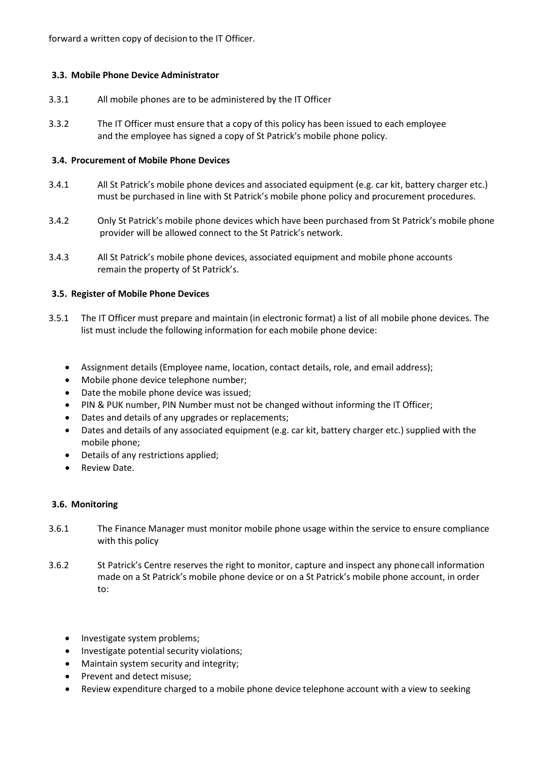forward a written copy of decision to the IT Officer.

### 3.3. Mobile Phone Device Administrator

3.3.1 All mobile phones are to be administered by the IT Officer

3.3.2 The IT Officer must ensure that a copy of this policy has been issued to each employee and the employee has signed a copy of St Patrick's mobile phone policy.

### 3.4. Procurement of Mobile Phone Devices

3.4.1 All St Patrick's mobile phone devices and associated equipment (e.g. car kit, battery charger etc.) must be purchased in line with St Patrick's mobile phone policy and procurement procedures.

3.4.2 Only St Patrick's mobile phone devices which have been purchased from St Patrick's mobile phone provider will be allowed connect to the St Patrick's network.

3.4.3 All St Patrick's mobile phone devices, associated equipment and mobile phone accounts remain the property of St Patrick's.

### 3.5. Register of Mobile Phone Devices

3.5.1 The IT Officer must prepare and maintain (in electronic format) a list of all mobile phone devices. The list must include the following information for each mobile phone device:

- Assignment details (Employee name, location, contact details, role, and email address);
- Mobile phone device telephone number;
- Date the mobile phone device was issued;
- PIN & PUK number, PIN Number must not be changed without informing the IT Officer;
- Dates and details of any upgrades or replacements;
- Dates and details of any associated equipment (e.g. car kit, battery charger etc.) supplied with the mobile phone;
- Details of any restrictions applied;
- Review Date.

### 3.6. Monitoring

3.6.1 The Finance Manager must monitor mobile phone usage within the service to ensure compliance with this policy

3.6.2 St Patrick's Centre reserves the right to monitor, capture and inspect any phone call information made on a St Patrick's mobile phone device or on a St Patrick's mobile phone account, in order to:

- Investigate system problems;
- Investigate potential security violations;
- Maintain system security and integrity;
- Prevent and detect misuse;
- Review expenditure charged to a mobile phone device telephone account with a view to seeking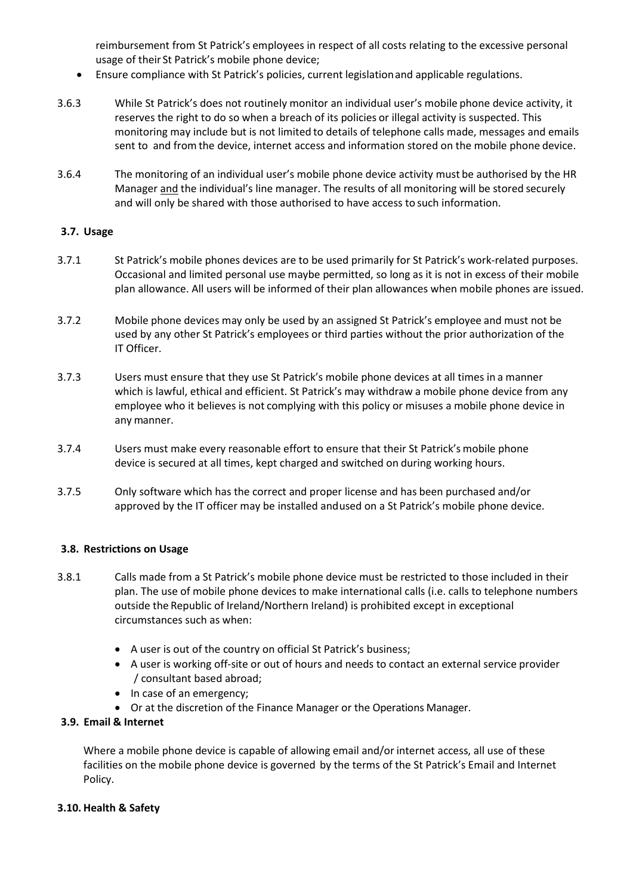reimbursement from St Patrick's employees in respect of all costs relating to the excessive personal usage of their St Patrick's mobile phone device;

- Ensure compliance with St Patrick's policies, current legislation and applicable regulations.

3.6.3 While St Patrick's does not routinely monitor an individual user's mobile phone device activity, it reserves the right to do so when a breach of its policies or illegal activity is suspected. This monitoring may include but is not limited to details of telephone calls made, messages and emails sent to and from the device, internet access and information stored on the mobile phone device.

3.6.4 The monitoring of an individual user's mobile phone device activity must be authorised by the HR Manager and the individual's line manager. The results of all monitoring will be stored securely and will only be shared with those authorised to have access to such information.

### 3.7. Usage

3.7.1 St Patrick's mobile phones devices are to be used primarily for St Patrick's work-related purposes. Occasional and limited personal use maybe permitted, so long as it is not in excess of their mobile plan allowance. All users will be informed of their plan allowances when mobile phones are issued.

3.7.2 Mobile phone devices may only be used by an assigned St Patrick's employee and must not be used by any other St Patrick's employees or third parties without the prior authorization of the IT Officer.

3.7.3 Users must ensure that they use St Patrick's mobile phone devices at all times in a manner which is lawful, ethical and efficient. St Patrick's may withdraw a mobile phone device from any employee who it believes is not complying with this policy or misuses a mobile phone device in any manner.

3.7.4 Users must make every reasonable effort to ensure that their St Patrick's mobile phone device is secured at all times, kept charged and switched on during working hours.

3.7.5 Only software which has the correct and proper license and has been purchased and/or approved by the IT officer may be installed and used on a St Patrick's mobile phone device.

### 3.8. Restrictions on Usage

3.8.1 Calls made from a St Patrick's mobile phone device must be restricted to those included in their plan. The use of mobile phone devices to make international calls (i.e. calls to telephone numbers outside the Republic of Ireland/Northern Ireland) is prohibited except in exceptional circumstances such as when:

- A user is out of the country on official St Patrick's business;
- A user is working off-site or out of hours and needs to contact an external service provider / consultant based abroad;
- In case of an emergency;
- Or at the discretion of the Finance Manager or the Operations Manager.

### 3.9. Email & Internet

Where a mobile phone device is capable of allowing email and/or internet access, all use of these facilities on the mobile phone device is governed by the terms of the St Patrick's Email and Internet Policy.

### 3.10. Health & Safety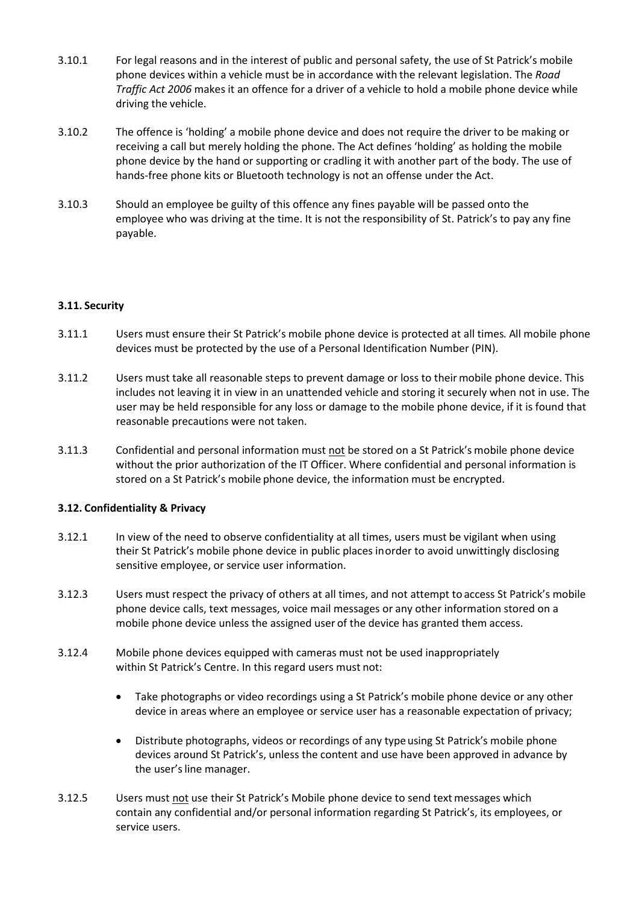3.10.1 For legal reasons and in the interest of public and personal safety, the use of St Patrick's mobile phone devices within a vehicle must be in accordance with the relevant legislation. The *Road Traffic Act 2006* makes it an offence for a driver of a vehicle to hold a mobile phone device while driving the vehicle.

3.10.2 The offence is 'holding' a mobile phone device and does not require the driver to be making or receiving a call but merely holding the phone. The Act defines 'holding' as holding the mobile phone device by the hand or supporting or cradling it with another part of the body. The use of hands-free phone kits or Bluetooth technology is not an offense under the Act.

3.10.3 Should an employee be guilty of this offence any fines payable will be passed onto the employee who was driving at the time. It is not the responsibility of St. Patrick's to pay any fine payable.

**3.11. Security**

3.11.1 Users must ensure their St Patrick's mobile phone device is protected at all times. All mobile phone devices must be protected by the use of a Personal Identification Number (PIN).

3.11.2 Users must take all reasonable steps to prevent damage or loss to their mobile phone device. This includes not leaving it in view in an unattended vehicle and storing it securely when not in use. The user may be held responsible for any loss or damage to the mobile phone device, if it is found that reasonable precautions were not taken.

3.11.3 Confidential and personal information must <u>not</u> be stored on a St Patrick's mobile phone device without the prior authorization of the IT Officer. Where confidential and personal information is stored on a St Patrick's mobile phone device, the information must be encrypted.

**3.12. Confidentiality & Privacy**

3.12.1 In view of the need to observe confidentiality at all times, users must be vigilant when using their St Patrick's mobile phone device in public places inorder to avoid unwittingly disclosing sensitive employee, or service user information.

3.12.3 Users must respect the privacy of others at all times, and not attempt to access St Patrick's mobile phone device calls, text messages, voice mail messages or any other information stored on a mobile phone device unless the assigned user of the device has granted them access.

3.12.4 Mobile phone devices equipped with cameras must not be used inappropriately within St Patrick's Centre. In this regard users must not:

- Take photographs or video recordings using a St Patrick's mobile phone device or any other device in areas where an employee or service user has a reasonable expectation of privacy;
- Distribute photographs, videos or recordings of any type using St Patrick's mobile phone devices around St Patrick's, unless the content and use have been approved in advance by the user's line manager.

3.12.5 Users must <u>not</u> use their St Patrick's Mobile phone device to send text messages which contain any confidential and/or personal information regarding St Patrick's, its employees, or service users.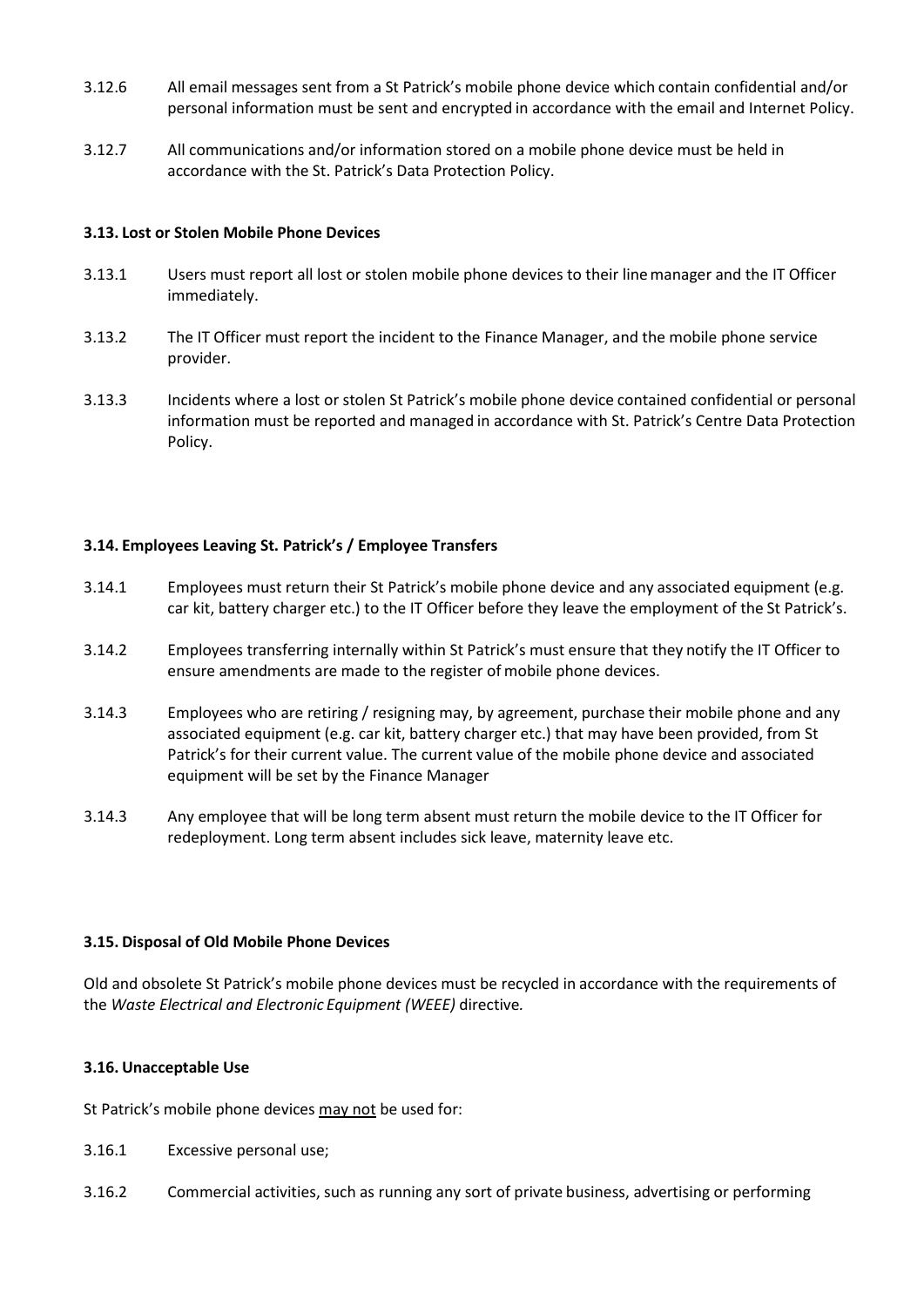3.12.6 All email messages sent from a St Patrick's mobile phone device which contain confidential and/or personal information must be sent and encrypted in accordance with the email and Internet Policy.

3.12.7 All communications and/or information stored on a mobile phone device must be held in accordance with the St. Patrick's Data Protection Policy.

### 3.13. Lost or Stolen Mobile Phone Devices

3.13.1 Users must report all lost or stolen mobile phone devices to their line manager and the IT Officer immediately.

3.13.2 The IT Officer must report the incident to the Finance Manager, and the mobile phone service provider.

3.13.3 Incidents where a lost or stolen St Patrick's mobile phone device contained confidential or personal information must be reported and managed in accordance with St. Patrick's Centre Data Protection Policy.

### 3.14. Employees Leaving St. Patrick's / Employee Transfers

3.14.1 Employees must return their St Patrick's mobile phone device and any associated equipment (e.g. car kit, battery charger etc.) to the IT Officer before they leave the employment of the St Patrick's.

3.14.2 Employees transferring internally within St Patrick's must ensure that they notify the IT Officer to ensure amendments are made to the register of mobile phone devices.

3.14.3 Employees who are retiring / resigning may, by agreement, purchase their mobile phone and any associated equipment (e.g. car kit, battery charger etc.) that may have been provided, from St Patrick's for their current value. The current value of the mobile phone device and associated equipment will be set by the Finance Manager

3.14.3 Any employee that will be long term absent must return the mobile device to the IT Officer for redeployment. Long term absent includes sick leave, maternity leave etc.

### 3.15. Disposal of Old Mobile Phone Devices

Old and obsolete St Patrick's mobile phone devices must be recycled in accordance with the requirements of the *Waste Electrical and Electronic Equipment (WEEE)* directive*.*

### 3.16. Unacceptable Use

St Patrick's mobile phone devices <u>may not</u> be used for:

3.16.1 Excessive personal use;

3.16.2 Commercial activities, such as running any sort of private business, advertising or performing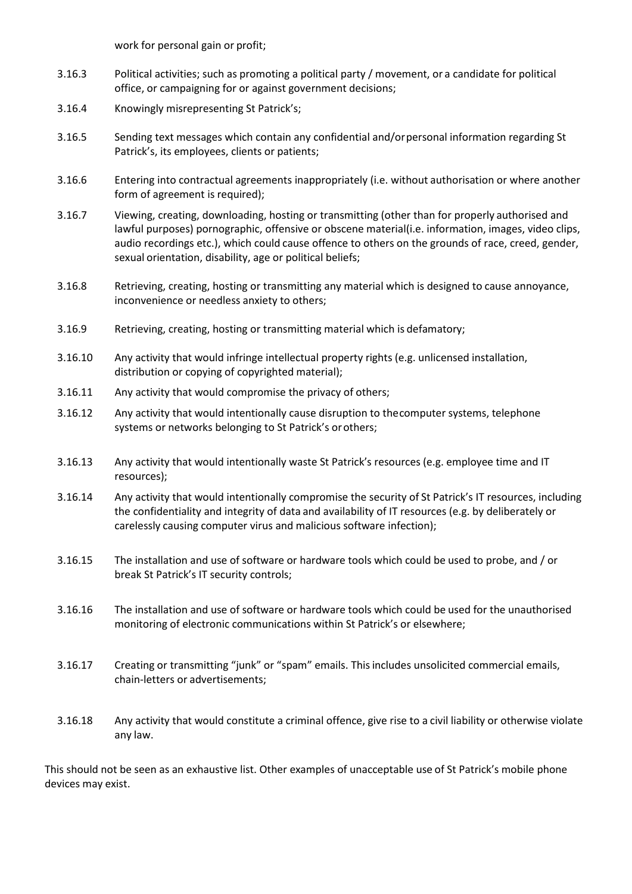work for personal gain or profit;

3.16.3 Political activities; such as promoting a political party / movement, or a candidate for political office, or campaigning for or against government decisions;

3.16.4 Knowingly misrepresenting St Patrick's;

3.16.5 Sending text messages which contain any confidential and/or personal information regarding St Patrick's, its employees, clients or patients;

3.16.6 Entering into contractual agreements inappropriately (i.e. without authorisation or where another form of agreement is required);

3.16.7 Viewing, creating, downloading, hosting or transmitting (other than for properly authorised and lawful purposes) pornographic, offensive or obscene material(i.e. information, images, video clips, audio recordings etc.), which could cause offence to others on the grounds of race, creed, gender, sexual orientation, disability, age or political beliefs;

3.16.8 Retrieving, creating, hosting or transmitting any material which is designed to cause annoyance, inconvenience or needless anxiety to others;

3.16.9 Retrieving, creating, hosting or transmitting material which is defamatory;

3.16.10 Any activity that would infringe intellectual property rights (e.g. unlicensed installation, distribution or copying of copyrighted material);

3.16.11 Any activity that would compromise the privacy of others;

3.16.12 Any activity that would intentionally cause disruption to the computer systems, telephone systems or networks belonging to St Patrick's or others;

3.16.13 Any activity that would intentionally waste St Patrick's resources (e.g. employee time and IT resources);

3.16.14 Any activity that would intentionally compromise the security of St Patrick's IT resources, including the confidentiality and integrity of data and availability of IT resources (e.g. by deliberately or carelessly causing computer virus and malicious software infection);

3.16.15 The installation and use of software or hardware tools which could be used to probe, and / or break St Patrick's IT security controls;

3.16.16 The installation and use of software or hardware tools which could be used for the unauthorised monitoring of electronic communications within St Patrick's or elsewhere;

3.16.17 Creating or transmitting "junk" or "spam" emails. This includes unsolicited commercial emails, chain-letters or advertisements;

3.16.18 Any activity that would constitute a criminal offence, give rise to a civil liability or otherwise violate any law.

This should not be seen as an exhaustive list. Other examples of unacceptable use of St Patrick's mobile phone devices may exist.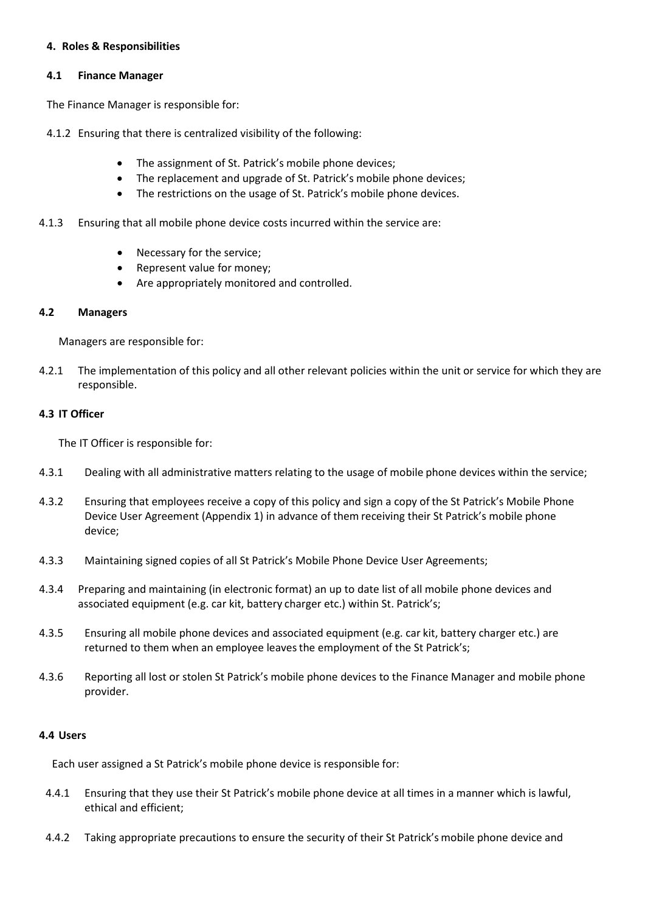## 4. Roles & Responsibilities

### 4.1 Finance Manager

The Finance Manager is responsible for:

4.1.2 Ensuring that there is centralized visibility of the following:

- The assignment of St. Patrick's mobile phone devices;
- The replacement and upgrade of St. Patrick's mobile phone devices;
- The restrictions on the usage of St. Patrick's mobile phone devices.

4.1.3 Ensuring that all mobile phone device costs incurred within the service are:

- Necessary for the service;
- Represent value for money;
- Are appropriately monitored and controlled.

### 4.2 Managers

Managers are responsible for:

4.2.1 The implementation of this policy and all other relevant policies within the unit or service for which they are responsible.

### 4.3 IT Officer

The IT Officer is responsible for:

4.3.1 Dealing with all administrative matters relating to the usage of mobile phone devices within the service;

4.3.2 Ensuring that employees receive a copy of this policy and sign a copy of the St Patrick's Mobile Phone Device User Agreement (Appendix 1) in advance of them receiving their St Patrick's mobile phone device;

4.3.3 Maintaining signed copies of all St Patrick's Mobile Phone Device User Agreements;

4.3.4 Preparing and maintaining (in electronic format) an up to date list of all mobile phone devices and associated equipment (e.g. car kit, battery charger etc.) within St. Patrick's;

4.3.5 Ensuring all mobile phone devices and associated equipment (e.g. car kit, battery charger etc.) are returned to them when an employee leaves the employment of the St Patrick's;

4.3.6 Reporting all lost or stolen St Patrick's mobile phone devices to the Finance Manager and mobile phone provider.

### 4.4 Users

Each user assigned a St Patrick's mobile phone device is responsible for:

4.4.1 Ensuring that they use their St Patrick's mobile phone device at all times in a manner which is lawful, ethical and efficient;

4.4.2 Taking appropriate precautions to ensure the security of their St Patrick's mobile phone device and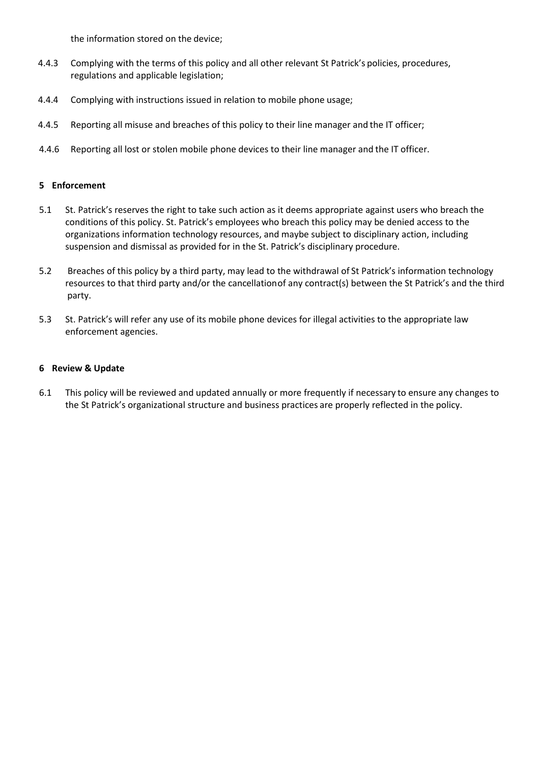the information stored on the device;

4.4.3 Complying with the terms of this policy and all other relevant St Patrick's policies, procedures, regulations and applicable legislation;

4.4.4 Complying with instructions issued in relation to mobile phone usage;

4.4.5 Reporting all misuse and breaches of this policy to their line manager and the IT officer;

4.4.6 Reporting all lost or stolen mobile phone devices to their line manager and the IT officer.

## 5 Enforcement

5.1 St. Patrick's reserves the right to take such action as it deems appropriate against users who breach the conditions of this policy. St. Patrick's employees who breach this policy may be denied access to the organizations information technology resources, and maybe subject to disciplinary action, including suspension and dismissal as provided for in the St. Patrick's disciplinary procedure.

5.2 Breaches of this policy by a third party, may lead to the withdrawal of St Patrick's information technology resources to that third party and/or the cancellationof any contract(s) between the St Patrick's and the third party.

5.3 St. Patrick's will refer any use of its mobile phone devices for illegal activities to the appropriate law enforcement agencies.

## 6 Review & Update

6.1 This policy will be reviewed and updated annually or more frequently if necessary to ensure any changes to the St Patrick's organizational structure and business practices are properly reflected in the policy.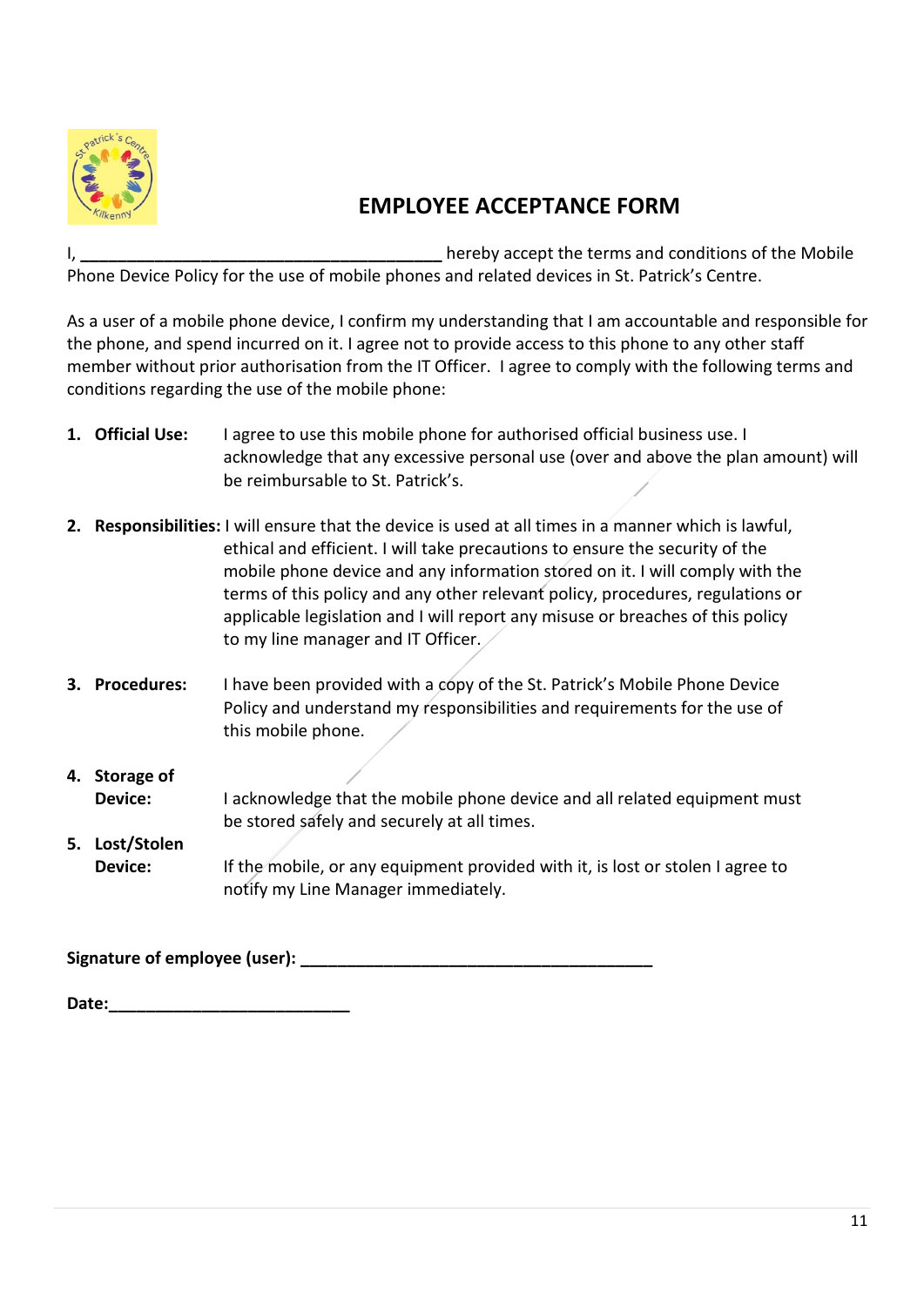# EMPLOYEE ACCEPTANCE FORM

I, ________________________________________ hereby accept the terms and conditions of the Mobile Phone Device Policy for the use of mobile phones and related devices in St. Patrick's Centre.

As a user of a mobile phone device, I confirm my understanding that I am accountable and responsible for the phone, and spend incurred on it. I agree not to provide access to this phone to any other staff member without prior authorisation from the IT Officer. I agree to comply with the following terms and conditions regarding the use of the mobile phone:

1. **Official Use:** I agree to use this mobile phone for authorised official business use. I acknowledge that any excessive personal use (over and above the plan amount) will be reimbursable to St. Patrick's.

2. **Responsibilities:** I will ensure that the device is used at all times in a manner which is lawful, ethical and efficient. I will take precautions to ensure the security of the mobile phone device and any information stored on it. I will comply with the terms of this policy and any other relevant policy, procedures, regulations or applicable legislation and I will report any misuse or breaches of this policy to my line manager and IT Officer.

3. **Procedures:** I have been provided with a copy of the St. Patrick's Mobile Phone Device Policy and understand my responsibilities and requirements for the use of this mobile phone.

4. **Storage of Device:** I acknowledge that the mobile phone device and all related equipment must be stored safely and securely at all times.

5. **Lost/Stolen Device:** If the mobile, or any equipment provided with it, is lost or stolen I agree to notify my Line Manager immediately.

**Signature of employee (user):** ________________________________________

**Date:**__________________________